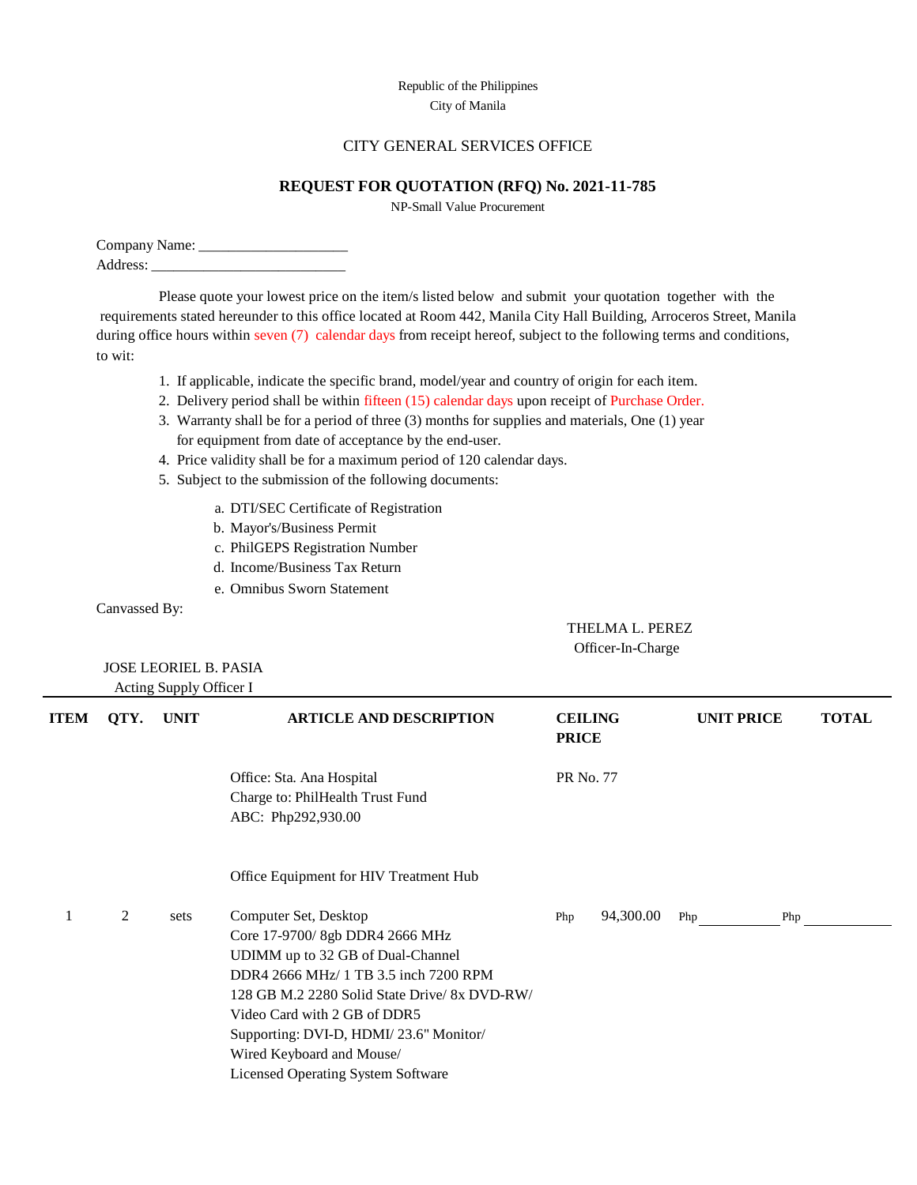Republic of the Philippines
City of Manila

CITY GENERAL SERVICES OFFICE

## REQUEST FOR QUOTATION (RFQ) No. 2021-11-785

NP-Small Value Procurement

Company Name: ____________________
Address: ___________________________

Please quote your lowest price on the item/s listed below and submit your quotation together with the requirements stated hereunder to this office located at Room 442, Manila City Hall Building, Arroceros Street, Manila during office hours within seven (7) calendar days from receipt hereof, subject to the following terms and conditions, to wit:

1. If applicable, indicate the specific brand, model/year and country of origin for each item.
2. Delivery period shall be within fifteen (15) calendar days upon receipt of Purchase Order.
3. Warranty shall be for a period of three (3) months for supplies and materials, One (1) year for equipment from date of acceptance by the end-user.
4. Price validity shall be for a maximum period of 120 calendar days.
5. Subject to the submission of the following documents:
   a. DTI/SEC Certificate of Registration
   b. Mayor's/Business Permit
   c. PhilGEPS Registration Number
   d. Income/Business Tax Return
   e. Omnibus Sworn Statement

Canvassed By:

THELMA L. PEREZ
Officer-In-Charge

JOSE LEORIEL B. PASIA
Acting Supply Officer I

| ITEM | QTY. | UNIT | ARTICLE AND DESCRIPTION | CEILING PRICE | UNIT PRICE | TOTAL |
|---|---|---|---|---|---|---|
| | | | Office: Sta. Ana Hospital<br>Charge to: PhilHealth Trust Fund<br>ABC: Php292,930.00 | PR No. 77 | | |
| | | | Office Equipment for HIV Treatment Hub | | | |
| 1 | 2 | sets | Computer Set, Desktop<br>Core 17-9700/ 8gb DDR4 2666 MHz<br>UDIMM up to 32 GB of Dual-Channel<br>DDR4 2666 MHz/ 1 TB 3.5 inch 7200 RPM<br>128 GB M.2 2280 Solid State Drive/ 8x DVD-RW/<br>Video Card with 2 GB of DDR5<br>Supporting: DVI-D, HDMI/ 23.6" Monitor/<br>Wired Keyboard and Mouse/<br>Licensed Operating System Software | Php 94,300.00 | Php __________ | Php __________ |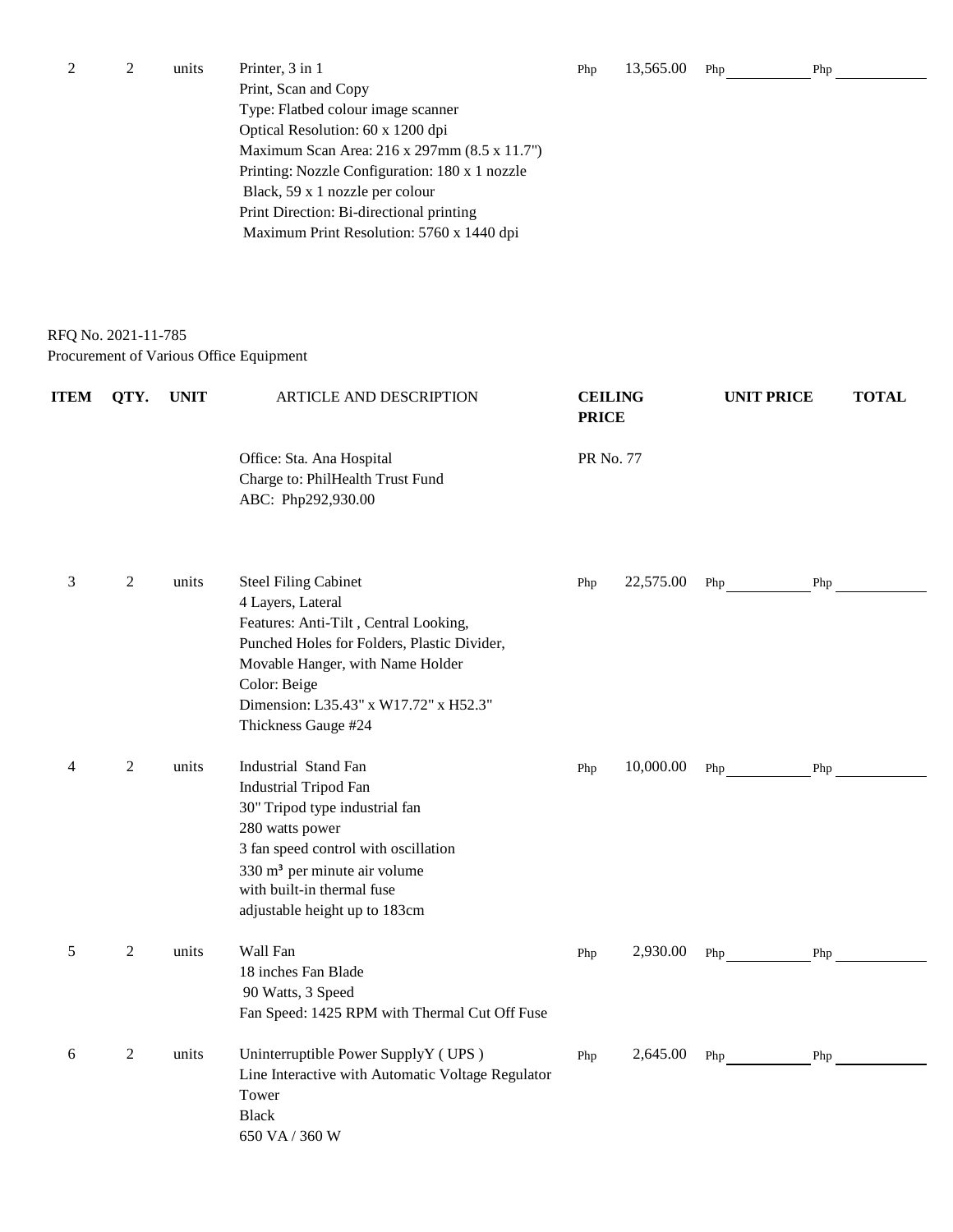| ITEM | QTY. | UNIT | ARTICLE AND DESCRIPTION | CEILING PRICE | UNIT PRICE | TOTAL |
|---|---|---|---|---|---|---|
| 2 | 2 | units | Printer, 3 in 1<br>Print, Scan and Copy<br>Type: Flatbed colour image scanner<br>Optical Resolution: 60 x 1200 dpi<br>Maximum Scan Area: 216 x 297mm (8.5 x 11.7")<br>Printing: Nozzle Configuration: 180 x 1 nozzle Black, 59 x 1 nozzle per colour<br>Print Direction: Bi-directional printing<br>Maximum Print Resolution: 5760 x 1440 dpi | Php 13,565.00 | Php | Php |

RFQ No. 2021-11-785
Procurement of Various Office Equipment

| ITEM | QTY. | UNIT | ARTICLE AND DESCRIPTION | CEILING PRICE | UNIT PRICE | TOTAL |
|---|---|---|---|---|---|---|
| | | | Office: Sta. Ana Hospital<br>Charge to: PhilHealth Trust Fund<br>ABC: Php292,930.00 | PR No. 77 | | |
| 3 | 2 | units | Steel Filing Cabinet<br>4 Layers, Lateral<br>Features: Anti-Tilt , Central Looking, Punched Holes for Folders, Plastic Divider, Movable Hanger, with Name Holder<br>Color: Beige<br>Dimension: L35.43" x W17.72" x H52.3"<br>Thickness Gauge #24 | Php 22,575.00 | Php | Php |
| 4 | 2 | units | Industrial Stand Fan<br>Industrial Tripod Fan<br>30" Tripod type industrial fan<br>280 watts power<br>3 fan speed control with oscillation<br>330 m³ per minute air volume<br>with built-in thermal fuse<br>adjustable height up to 183cm | Php 10,000.00 | Php | Php |
| 5 | 2 | units | Wall Fan<br>18 inches Fan Blade<br>90 Watts, 3 Speed<br>Fan Speed: 1425 RPM with Thermal Cut Off Fuse | Php 2,930.00 | Php | Php |
| 6 | 2 | units | Uninterruptible Power SupplyY ( UPS )<br>Line Interactive with Automatic Voltage Regulator<br>Tower<br>Black<br>650 VA / 360 W | Php 2,645.00 | Php | Php |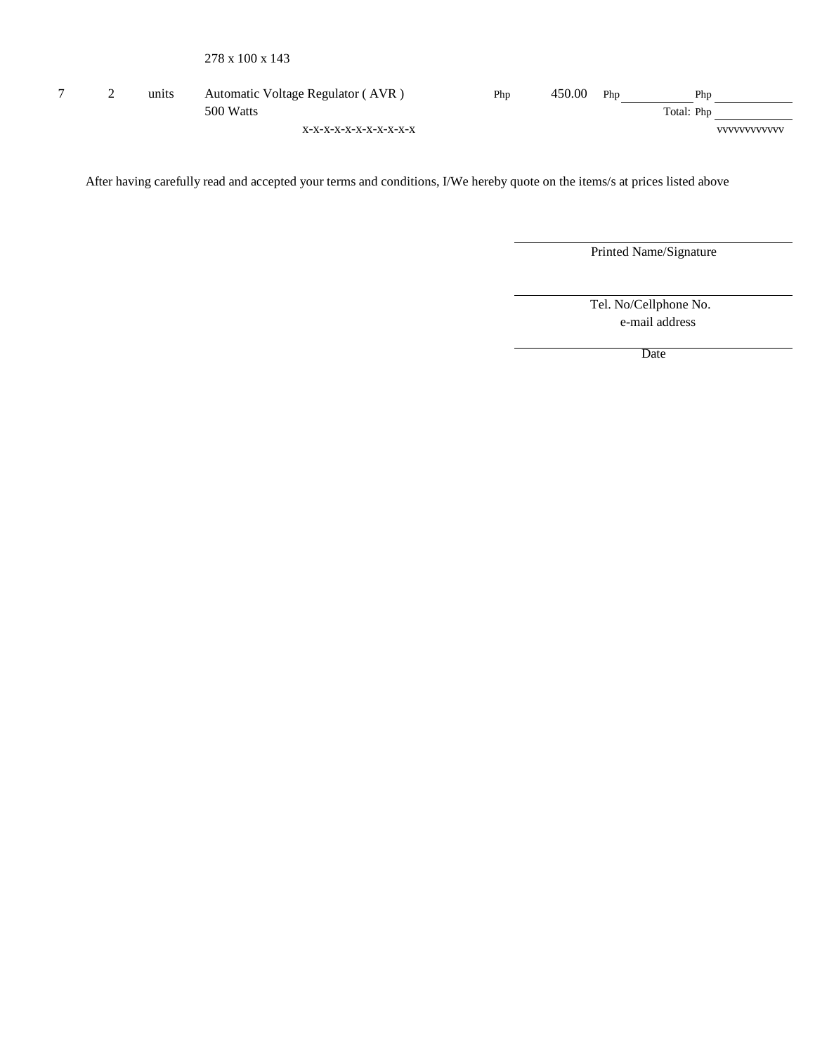| | | | | | | | |
|---|---|---|---|---|---|---|---|
| | | | 278 x 100 x 143 | | | | |
| 7 | 2 | units | Automatic Voltage Regulator ( AVR ) | Php | 450.00 | Php ________ | Php ________ |
| | | | 500 Watts | | | | Total: Php ________ |
| | | | x-x-x-x-x-x-x-x-x-x | | | | vvvvvvvvvvvv |

After having carefully read and accepted your terms and conditions, I/We hereby quote on the items/s at prices listed above

______________________________
Printed Name/Signature

______________________________
Tel. No/Cellphone No.
e-mail address

______________________________
Date